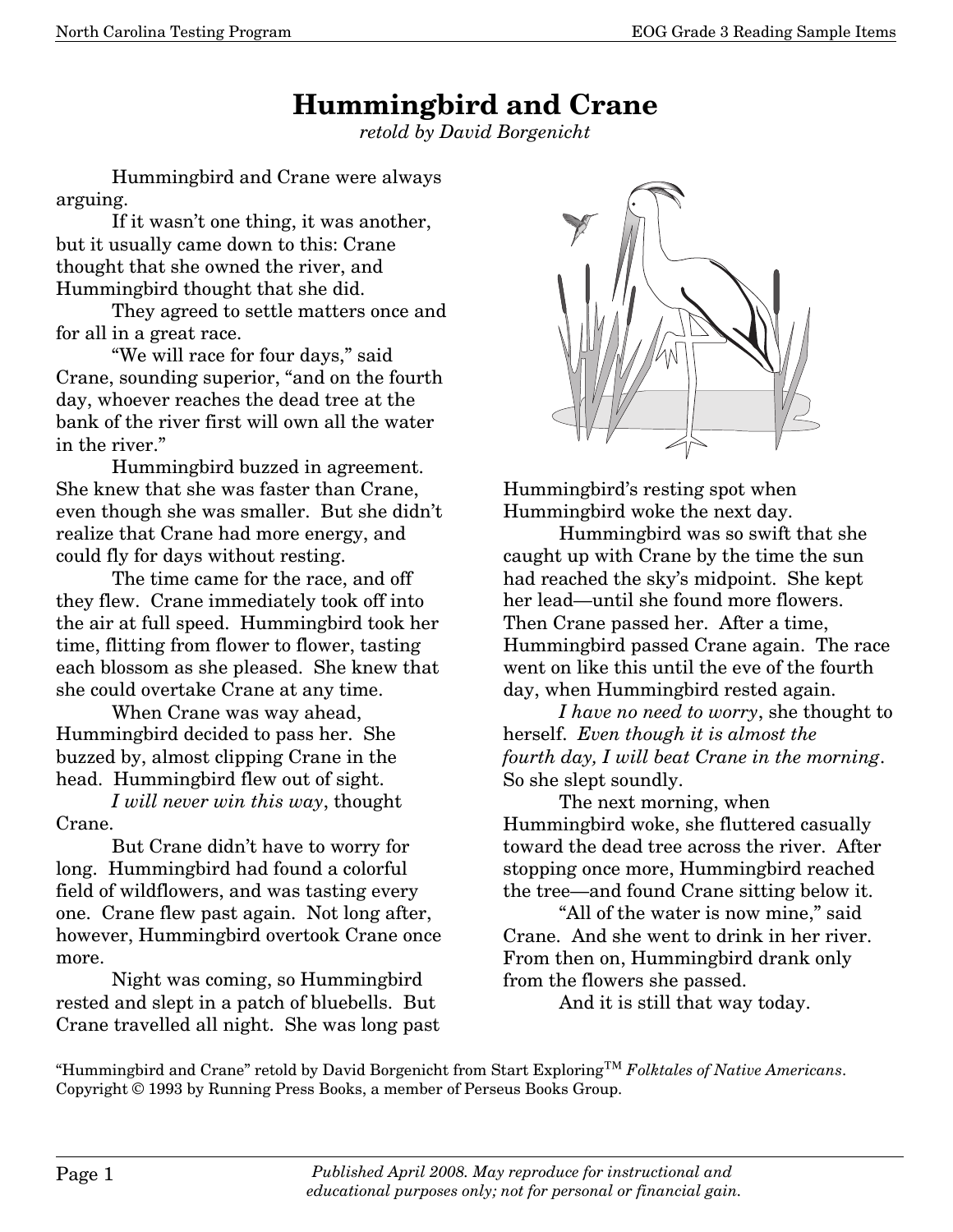# Hummingbird and Crane

*retold by David Borgenicht*

Hummingbird and Crane were always arguing.

If it wasn't one thing, it was another, but it usually came down to this: Crane thought that she owned the river, and Hummingbird thought that she did.

They agreed to settle matters once and for all in a great race.

"We will race for four days," said Crane, sounding superior, "and on the fourth day, whoever reaches the dead tree at the bank of the river first will own all the water in the river."

Hummingbird buzzed in agreement. She knew that she was faster than Crane, even though she was smaller. But she didn't realize that Crane had more energy, and could fly for days without resting.

The time came for the race, and off they flew. Crane immediately took off into the air at full speed. Hummingbird took her time, flitting from flower to flower, tasting each blossom as she pleased. She knew that she could overtake Crane at any time.

When Crane was way ahead, Hummingbird decided to pass her. She buzzed by, almost clipping Crane in the head. Hummingbird flew out of sight.

*I will never win this way*, thought Crane.

But Crane didn't have to worry for long. Hummingbird had found a colorful field of wildflowers, and was tasting every one. Crane flew past again. Not long after, however, Hummingbird overtook Crane once more.

Night was coming, so Hummingbird rested and slept in a patch of bluebells. But Crane travelled all night. She was long past Hummingbird's resting spot when Hummingbird woke the next day.

Hummingbird was so swift that she caught up with Crane by the time the sun had reached the sky's midpoint. She kept her lead—until she found more flowers. Then Crane passed her. After a time, Hummingbird passed Crane again. The race went on like this until the eve of the fourth day, when Hummingbird rested again.

*I have no need to worry*, she thought to herself. *Even though it is almost the fourth day, I will beat Crane in the morning*. So she slept soundly.

The next morning, when Hummingbird woke, she fluttered casually toward the dead tree across the river. After stopping once more, Hummingbird reached the tree—and found Crane sitting below it.

"All of the water is now mine," said Crane. And she went to drink in her river. From then on, Hummingbird drank only from the flowers she passed.

And it is still that way today.

"Hummingbird and Crane" retold by David Borgenicht from Start Exploring™ *Folktales of Native Americans*. Copyright © 1993 by Running Press Books, a member of Perseus Books Group.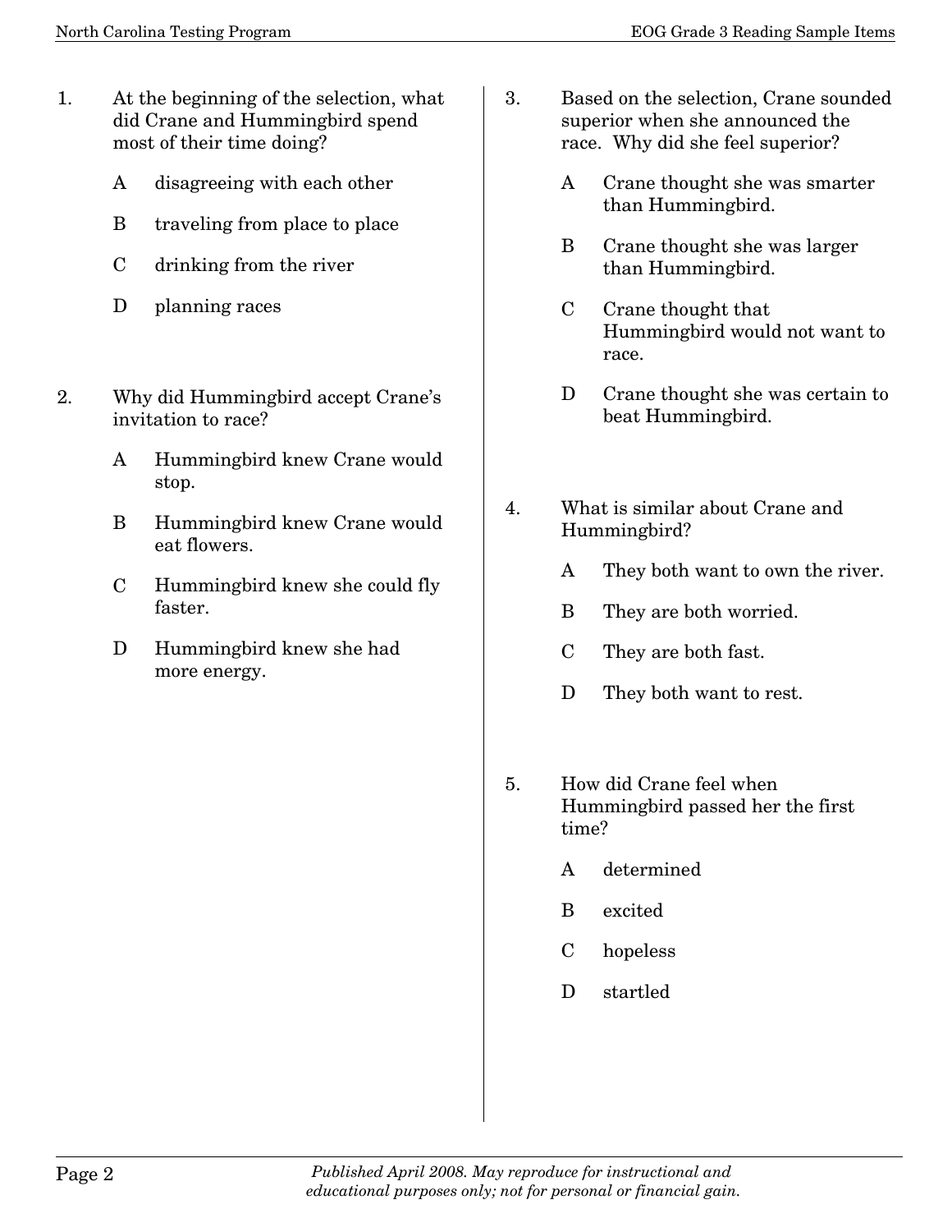1. At the beginning of the selection, what did Crane and Hummingbird spend most of their time doing?

   A disagreeing with each other

   B traveling from place to place

   C drinking from the river

   D planning races

2. Why did Hummingbird accept Crane's invitation to race?

   A Hummingbird knew Crane would stop.

   B Hummingbird knew Crane would eat flowers.

   C Hummingbird knew she could fly faster.

   D Hummingbird knew she had more energy.

3. Based on the selection, Crane sounded superior when she announced the race. Why did she feel superior?

   A Crane thought she was smarter than Hummingbird.

   B Crane thought she was larger than Hummingbird.

   C Crane thought that Hummingbird would not want to race.

   D Crane thought she was certain to beat Hummingbird.

4. What is similar about Crane and Hummingbird?

   A They both want to own the river.

   B They are both worried.

   C They are both fast.

   D They both want to rest.

5. How did Crane feel when Hummingbird passed her the first time?

   A determined

   B excited

   C hopeless

   D startled

*Published April 2008. May reproduce for instructional and educational purposes only; not for personal or financial gain.*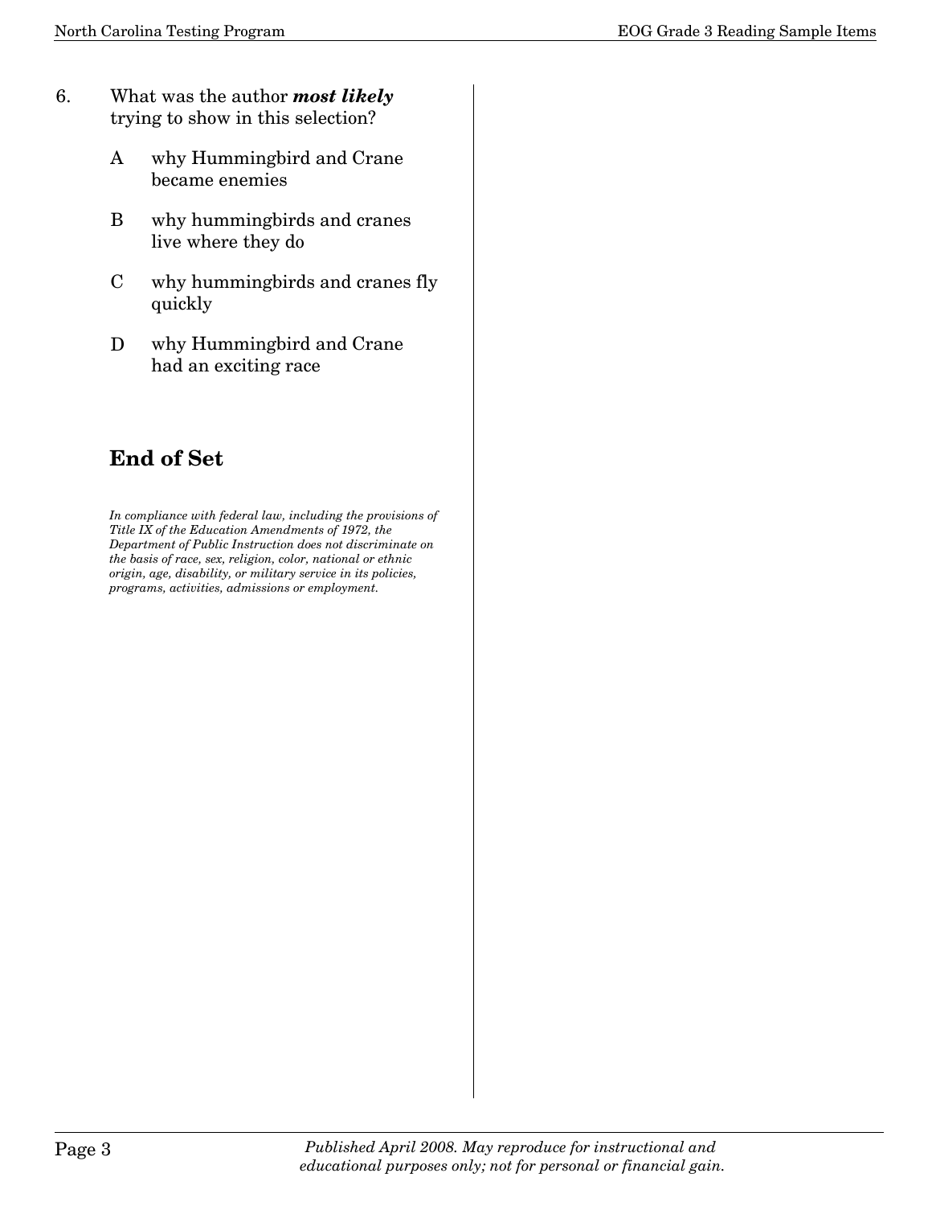6. What was the author ***most likely*** trying to show in this selection?

   A why Hummingbird and Crane became enemies

   B why hummingbirds and cranes live where they do

   C why hummingbirds and cranes fly quickly

   D why Hummingbird and Crane had an exciting race

## End of Set

*In compliance with federal law, including the provisions of Title IX of the Education Amendments of 1972, the Department of Public Instruction does not discriminate on the basis of race, sex, religion, color, national or ethnic origin, age, disability, or military service in its policies, programs, activities, admissions or employment.*

*Published April 2008. May reproduce for instructional and educational purposes only; not for personal or financial gain.*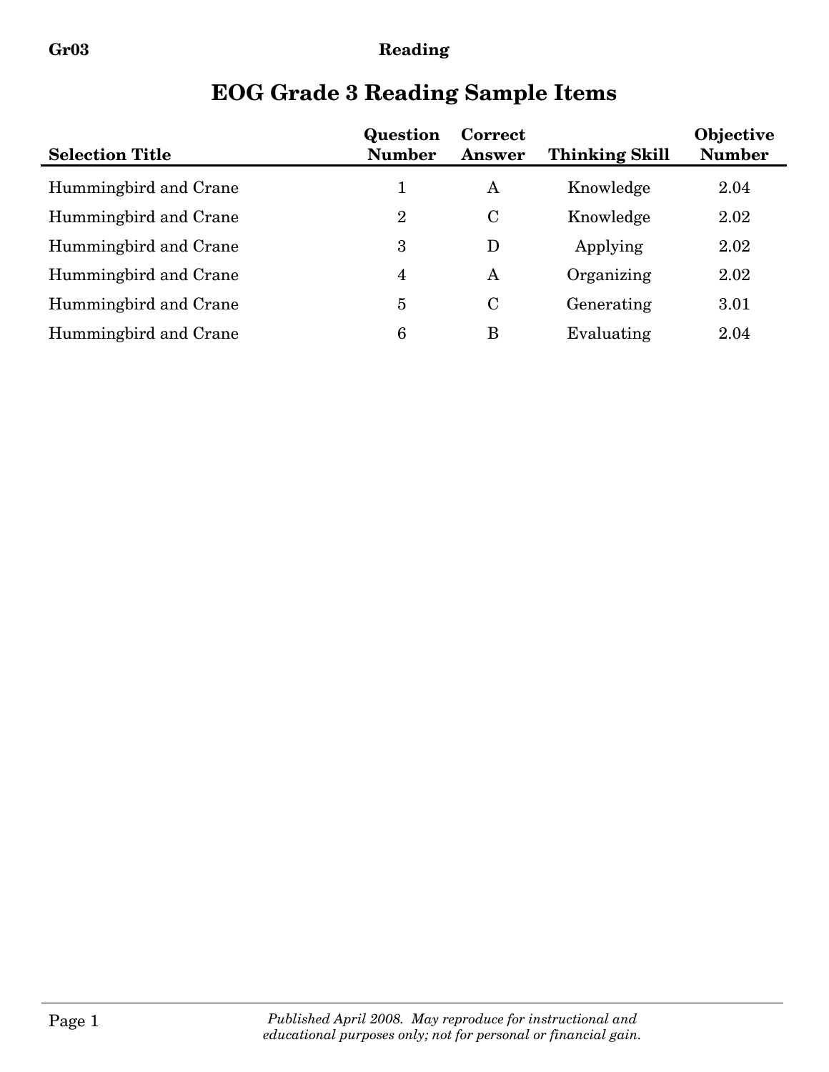# EOG Grade 3 Reading Sample Items

| Selection Title | Question Number | Correct Answer | Thinking Skill | Objective Number |
|---|---|---|---|---|
| Hummingbird and Crane | 1 | A | Knowledge | 2.04 |
| Hummingbird and Crane | 2 | C | Knowledge | 2.02 |
| Hummingbird and Crane | 3 | D | Applying | 2.02 |
| Hummingbird and Crane | 4 | A | Organizing | 2.02 |
| Hummingbird and Crane | 5 | C | Generating | 3.01 |
| Hummingbird and Crane | 6 | B | Evaluating | 2.04 |

*Published April 2008. May reproduce for instructional and educational purposes only; not for personal or financial gain.*